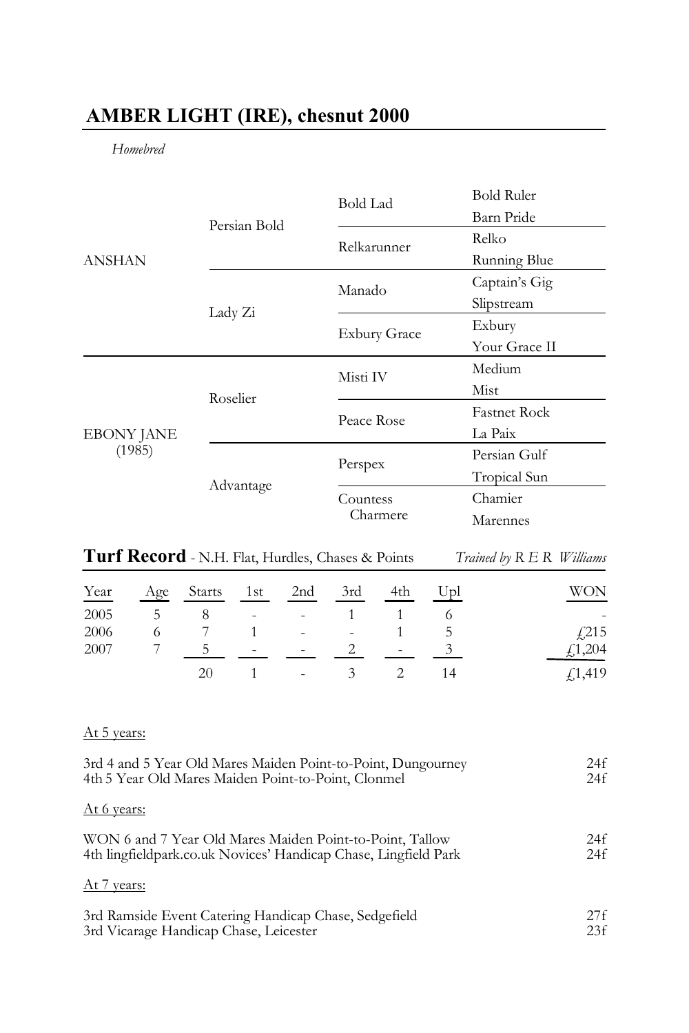## AMBER LIGHT (IRE), chesnut 2000

*Homebred*

| | | | |
|---|---|---|---|
| ANSHAN | Persian Bold | Bold Lad | Bold Ruler |
| | | | Barn Pride |
| | | Relkarunner | Relko |
| | | | Running Blue |
| | Lady Zi | Manado | Captain's Gig |
| | | | Slipstream |
| | | Exbury Grace | Exbury |
| | | | Your Grace II |
| EBONY JANE (1985) | Roselier | Misti IV | Medium |
| | | | Mist |
| | | Peace Rose | Fastnet Rock |
| | | | La Paix |
| | Advantage | Perspex | Persian Gulf |
| | | | Tropical Sun |
| | | Countess Charmere | Chamier |
| | | | Marennes |

**Turf Record** - N.H. Flat, Hurdles, Chases & Points *Trained by R E R Williams*

| Year | Age | Starts | 1st | 2nd | 3rd | 4th | Upl | WON |
|---|---|---|---|---|---|---|---|---|
| 2005 | 5 | 8 | - | - | 1 | 1 | 6 | - |
| 2006 | 6 | 7 | 1 | - | - | 1 | 5 | £215 |
| 2007 | 7 | 5 | - | - | 2 | - | 3 | £1,204 |
| | | 20 | 1 | - | 3 | 2 | 14 | £1,419 |

At 5 years:

3rd 4 and 5 Year Old Mares Maiden Point-to-Point, Dungourney 24f
4th 5 Year Old Mares Maiden Point-to-Point, Clonmel 24f

At 6 years:

WON 6 and 7 Year Old Mares Maiden Point-to-Point, Tallow 24f
4th lingfieldpark.co.uk Novices' Handicap Chase, Lingfield Park 24f

At 7 years:

3rd Ramside Event Catering Handicap Chase, Sedgefield 27f
3rd Vicarage Handicap Chase, Leicester 23f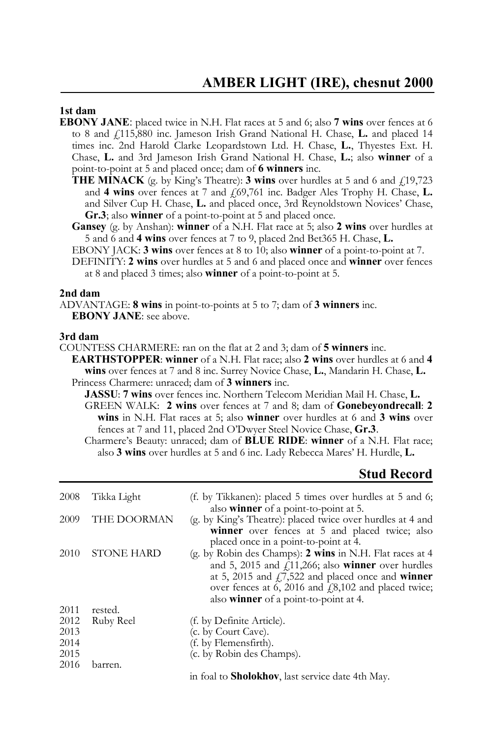## AMBER LIGHT (IRE), chesnut 2000

**1st dam**

**EBONY JANE**: placed twice in N.H. Flat races at 5 and 6; also **7 wins** over fences at 6 to 8 and £115,880 inc. Jameson Irish Grand National H. Chase, **L.** and placed 14 times inc. 2nd Harold Clarke Leopardstown Ltd. H. Chase, **L.**, Thyestes Ext. H. Chase, **L.** and 3rd Jameson Irish Grand National H. Chase, **L.**; also **winner** of a point-to-point at 5 and placed once; dam of **6 winners** inc.

**THE MINACK** (g. by King's Theatre): **3 wins** over hurdles at 5 and 6 and £19,723 and **4 wins** over fences at 7 and £69,761 inc. Badger Ales Trophy H. Chase, **L.** and Silver Cup H. Chase, **L.** and placed once, 3rd Reynoldstown Novices' Chase, **Gr.3**; also **winner** of a point-to-point at 5 and placed once.

**Gansey** (g. by Anshan): **winner** of a N.H. Flat race at 5; also **2 wins** over hurdles at 5 and 6 and **4 wins** over fences at 7 to 9, placed 2nd Bet365 H. Chase, **L.**

EBONY JACK: **3 wins** over fences at 8 to 10; also **winner** of a point-to-point at 7.

DEFINITY: **2 wins** over hurdles at 5 and 6 and placed once and **winner** over fences at 8 and placed 3 times; also **winner** of a point-to-point at 5.

**2nd dam**

ADVANTAGE: **8 wins** in point-to-points at 5 to 7; dam of **3 winners** inc.

**EBONY JANE**: see above.

**3rd dam**

COUNTESS CHARMERE: ran on the flat at 2 and 3; dam of **5 winners** inc.

**EARTHSTOPPER**: **winner** of a N.H. Flat race; also **2 wins** over hurdles at 6 and **4 wins** over fences at 7 and 8 inc. Surrey Novice Chase, **L.**, Mandarin H. Chase, **L.**

Princess Charmere: unraced; dam of **3 winners** inc.

**JASSU**: **7 wins** over fences inc. Northern Telecom Meridian Mail H. Chase, **L.**

GREEN WALK: **2 wins** over fences at 7 and 8; dam of **Gonebeyondrecall**: **2 wins** in N.H. Flat races at 5; also **winner** over hurdles at 6 and **3 wins** over fences at 7 and 11, placed 2nd O'Dwyer Steel Novice Chase, **Gr.3**.

Charmere's Beauty: unraced; dam of **BLUE RIDE**: **winner** of a N.H. Flat race; also **3 wins** over hurdles at 5 and 6 inc. Lady Rebecca Mares' H. Hurdle, **L.**

## Stud Record

| | | |
|---|---|---|
| 2008 | Tikka Light | (f. by Tikkanen): placed 5 times over hurdles at 5 and 6; also **winner** of a point-to-point at 5. |
| 2009 | THE DOORMAN | (g. by King's Theatre): placed twice over hurdles at 4 and **winner** over fences at 5 and placed twice; also placed once in a point-to-point at 4. |
| 2010 | STONE HARD | (g. by Robin des Champs): **2 wins** in N.H. Flat races at 4 and 5, 2015 and £11,266; also **winner** over hurdles at 5, 2015 and £7,522 and placed once and **winner** over fences at 6, 2016 and £8,102 and placed twice; also **winner** of a point-to-point at 4. |
| 2011 | rested. | |
| 2012 | Ruby Reel | (f. by Definite Article). |
| 2013 | | (c. by Court Cave). |
| 2014 | | (f. by Flemensfirth). |
| 2015 | | (c. by Robin des Champs). |
| 2016 | barren. | |
| | | in foal to **Sholokhov**, last service date 4th May. |